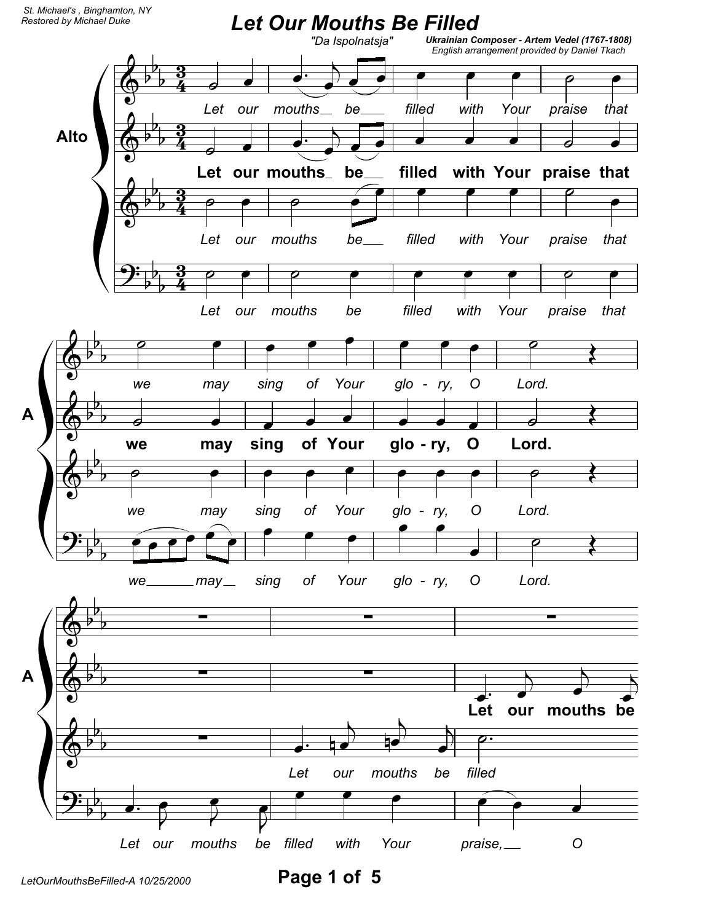St. Michael's , Binghamton, NY
Restored by Michael Duke

# Let Our Mouths Be Filled

"Da Ispolnatsja"

**Ukrainian Composer - Artem Vedel (1767-1808)**
English arrangement provided by Daniel Tkach

**Alto**

*Let our mouths be filled with Your praise that we may sing of Your glory, O Lord.*

**Let our mouths be filled with Your praise that we may sing of Your glory, O Lord.**

*Let our mouths be filled with Your praise that we may sing of Your glory, O Lord.*

*Let our mouths be filled with Your praise that we may sing of Your glory, O Lord.*

**A**

**Let our mouths be**

*Let our mouths be filled*

*Let our mouths be filled with Your praise, O*

LetOurMouthsBeFilled-A 10/25/2000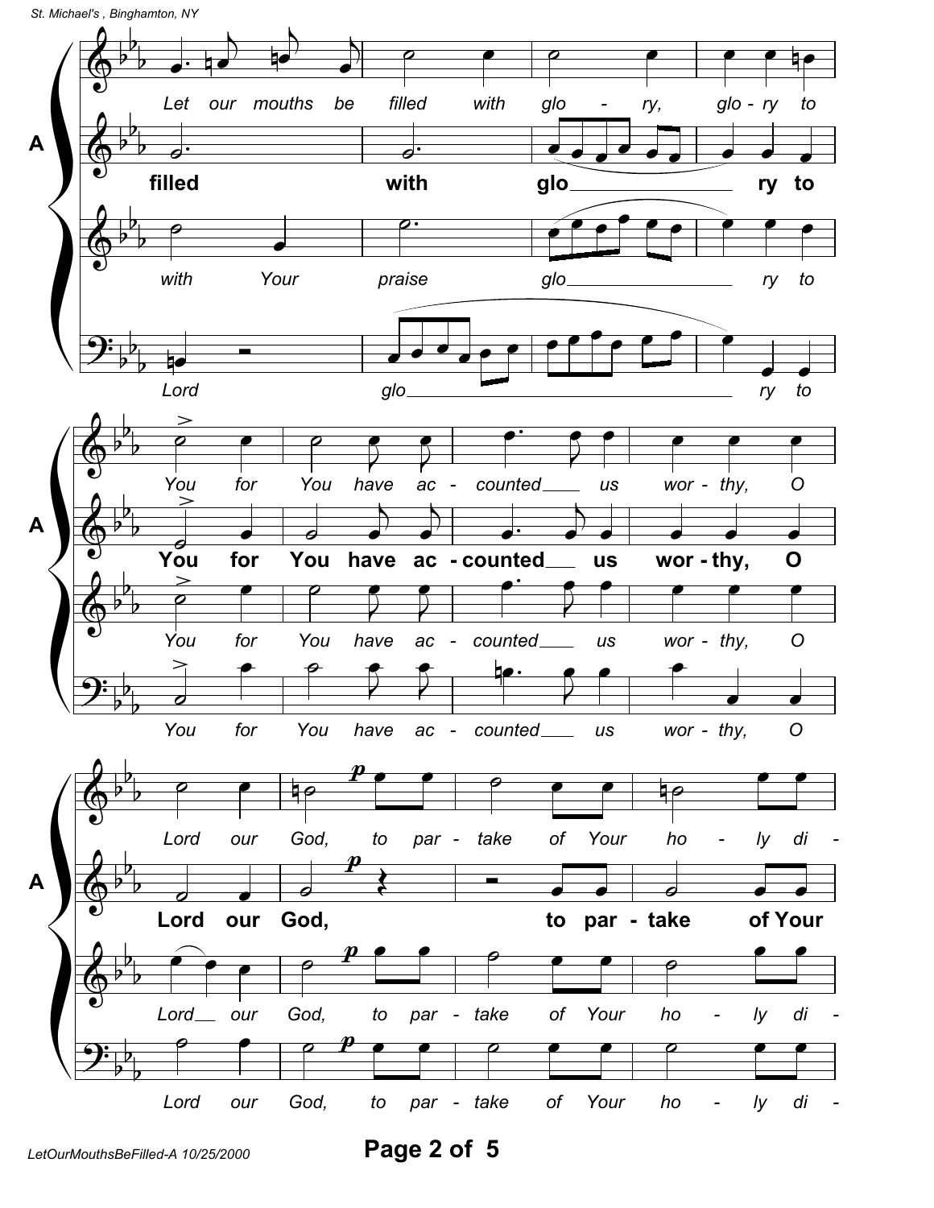**A**

*Let our mouths be filled with glo - ry, glo - ry to*

**filled with glo___ ry to**

*with Your praise glo___ ry to*

*Lord glo___ ry to*

**A**

*You for You have ac - counted___ us wor - thy, O*

**You for You have ac - counted___ us wor - thy, O**

*You for You have ac - counted___ us wor - thy, O*

*You for You have ac - counted___ us wor - thy, O*

**A**

*Lord our God, to par - take of Your ho - ly di -*

**Lord our God, to par - take of Your**

*Lord___ our God, to par - take of Your ho - ly di -*

*Lord our God, to par - take of Your ho - ly di -*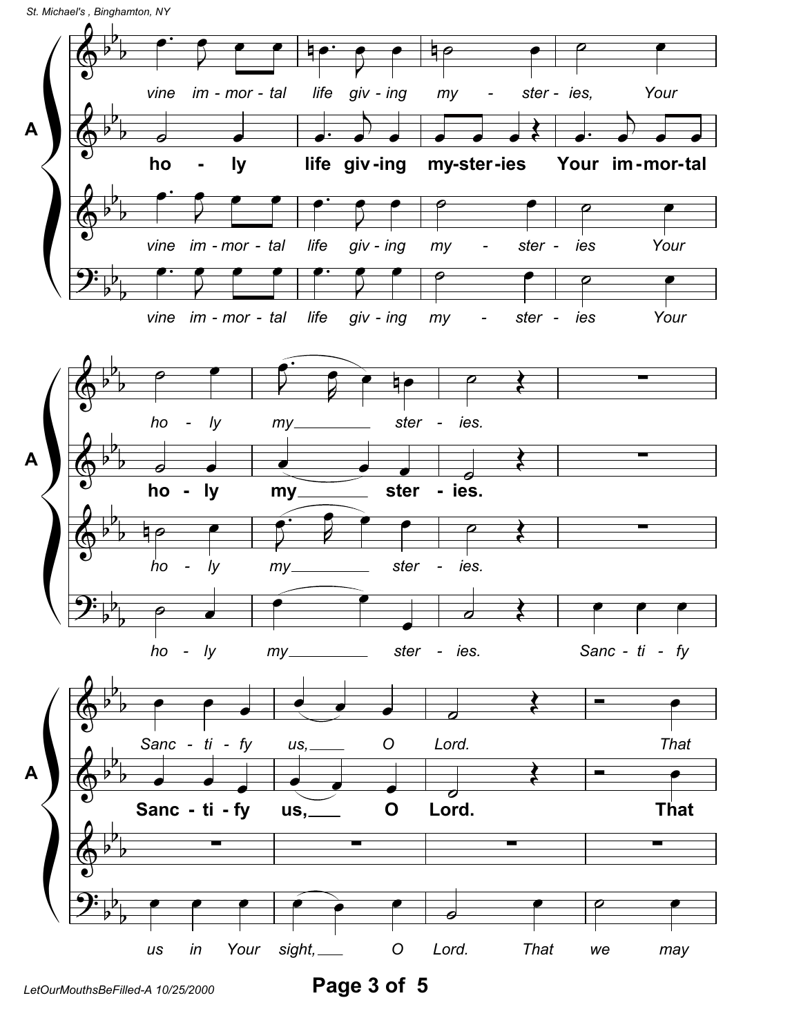**A**

*vine im - mor - tal life giv - ing my - ster - ies, Your*

**ho - ly life giv - ing my - ster - ies Your im - mor - tal**

*vine im - mor - tal life giv - ing my - ster - ies Your*

*vine im - mor - tal life giv - ing my - ster - ies Your*

**A**

*ho - ly my___ ster - ies.*

**ho - ly my___ ster - ies.**

*ho - ly my___ ster - ies.*

*ho - ly my___ ster - ies. Sanc - ti - fy*

**A**

*Sanc - ti - fy us,___ O Lord. That*

**Sanc - ti - fy us,___ O Lord. That**

*us in Your sight,___ O Lord. That we may*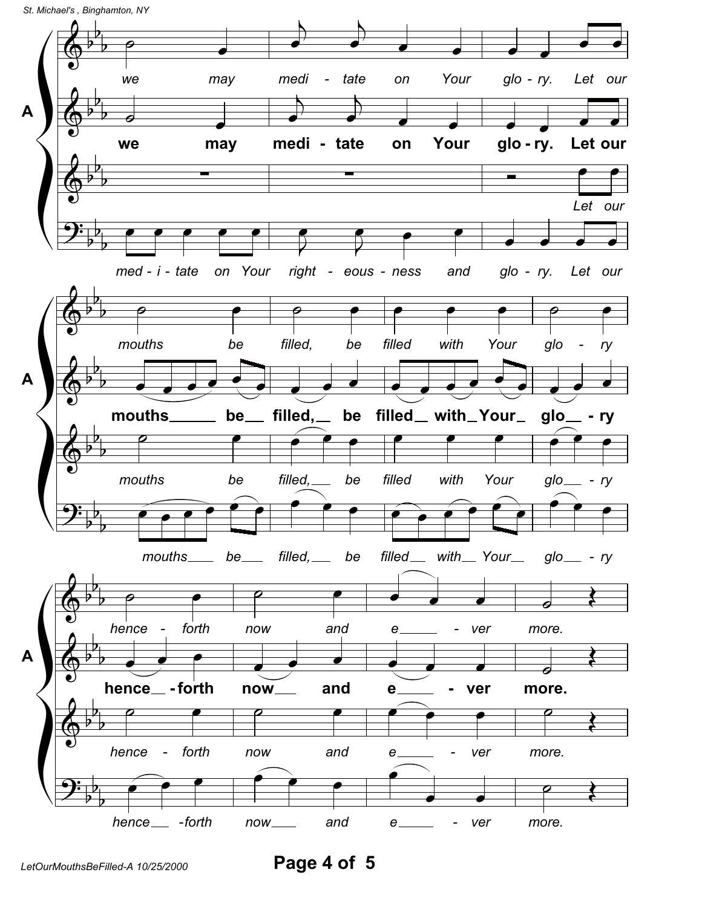**A**

we may medi - tate on Your glo - ry. Let our

**we may medi - tate on Your glo - ry. Let our**

Let our

med - i - tate on Your right - eous - ness and glo - ry. Let our

**A**

mouths be filled, be filled with Your glo - ry

**mouths___ be__ filled,__ be filled__ with_Your_ glo__ - ry**

mouths be filled,___ be filled with Your glo___ - ry

mouths___ be___ filled,___ be filled__ with__ Your__ glo___ - ry

**A**

hence - forth now and e_____ - ver more.

**hence__ - forth now__ and e____ - ver more.**

hence - forth now and e_____ - ver more.

hence__ -forth now___ and e_____ - ver more.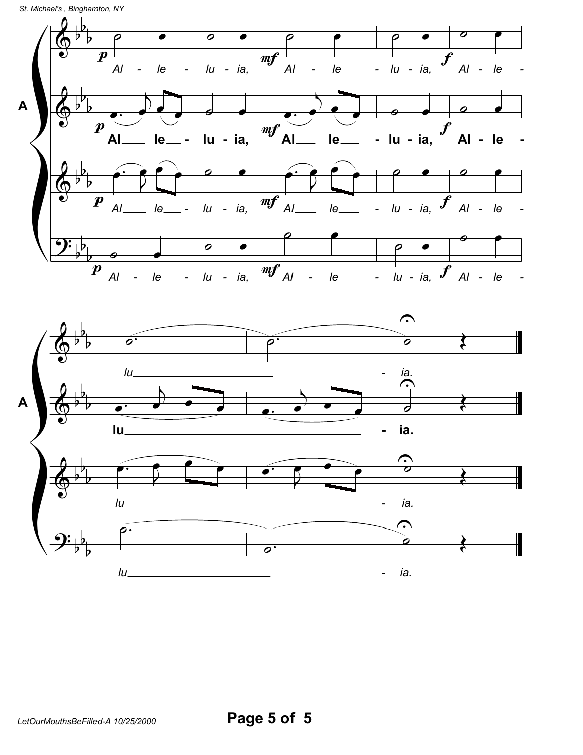Al - le - lu - ia, Al - le - lu - ia, Al - le - lu - ia.